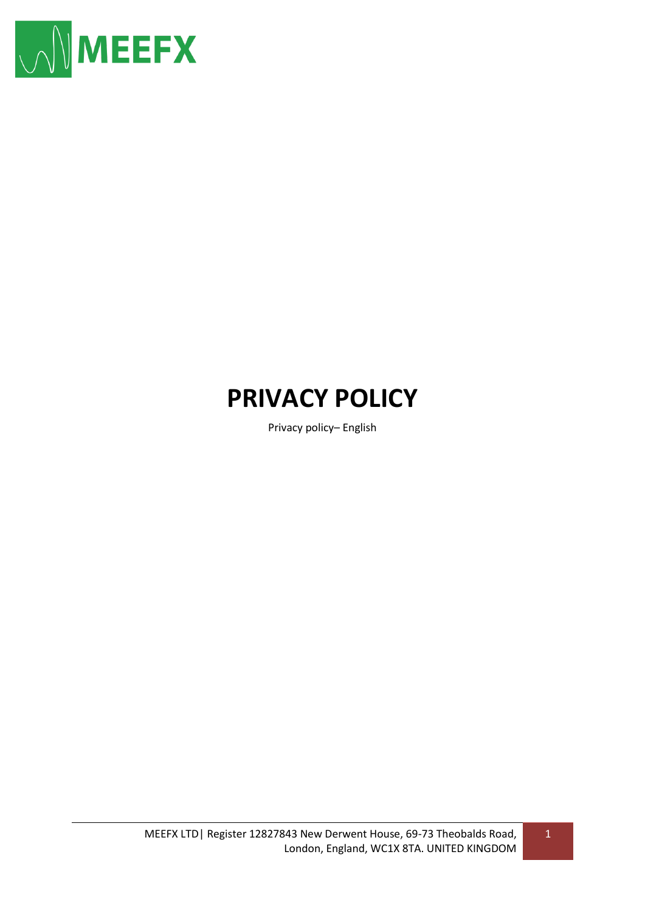MEEFX

# PRIVACY POLICY

Privacy policy– English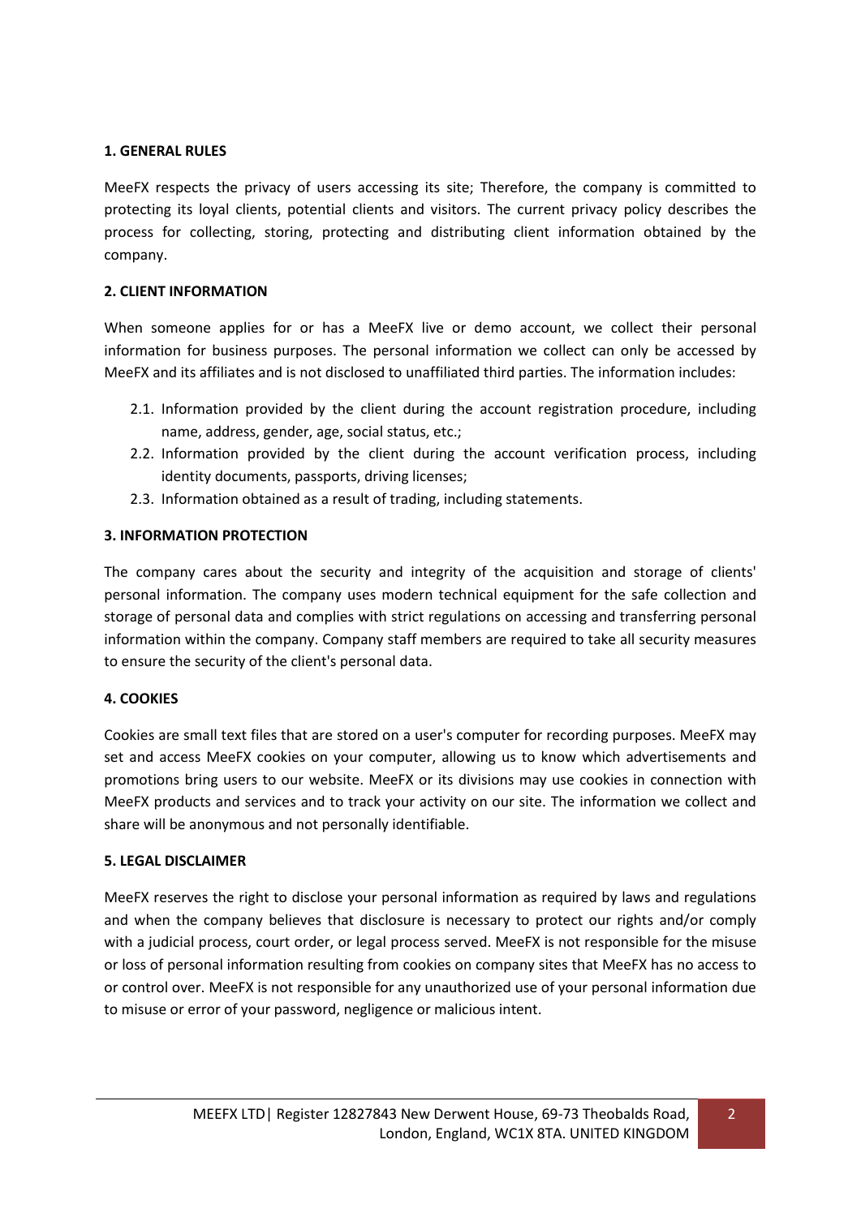## 1. GENERAL RULES

MeeFX respects the privacy of users accessing its site; Therefore, the company is committed to protecting its loyal clients, potential clients and visitors. The current privacy policy describes the process for collecting, storing, protecting and distributing client information obtained by the company.

## 2. CLIENT INFORMATION

When someone applies for or has a MeeFX live or demo account, we collect their personal information for business purposes. The personal information we collect can only be accessed by MeeFX and its affiliates and is not disclosed to unaffiliated third parties. The information includes:

- 2.1. Information provided by the client during the account registration procedure, including name, address, gender, age, social status, etc.;
- 2.2. Information provided by the client during the account verification process, including identity documents, passports, driving licenses;
- 2.3. Information obtained as a result of trading, including statements.

## 3. INFORMATION PROTECTION

The company cares about the security and integrity of the acquisition and storage of clients' personal information. The company uses modern technical equipment for the safe collection and storage of personal data and complies with strict regulations on accessing and transferring personal information within the company. Company staff members are required to take all security measures to ensure the security of the client's personal data.

## 4. COOKIES

Cookies are small text files that are stored on a user's computer for recording purposes. MeeFX may set and access MeeFX cookies on your computer, allowing us to know which advertisements and promotions bring users to our website. MeeFX or its divisions may use cookies in connection with MeeFX products and services and to track your activity on our site. The information we collect and share will be anonymous and not personally identifiable.

## 5. LEGAL DISCLAIMER

MeeFX reserves the right to disclose your personal information as required by laws and regulations and when the company believes that disclosure is necessary to protect our rights and/or comply with a judicial process, court order, or legal process served. MeeFX is not responsible for the misuse or loss of personal information resulting from cookies on company sites that MeeFX has no access to or control over. MeeFX is not responsible for any unauthorized use of your personal information due to misuse or error of your password, negligence or malicious intent.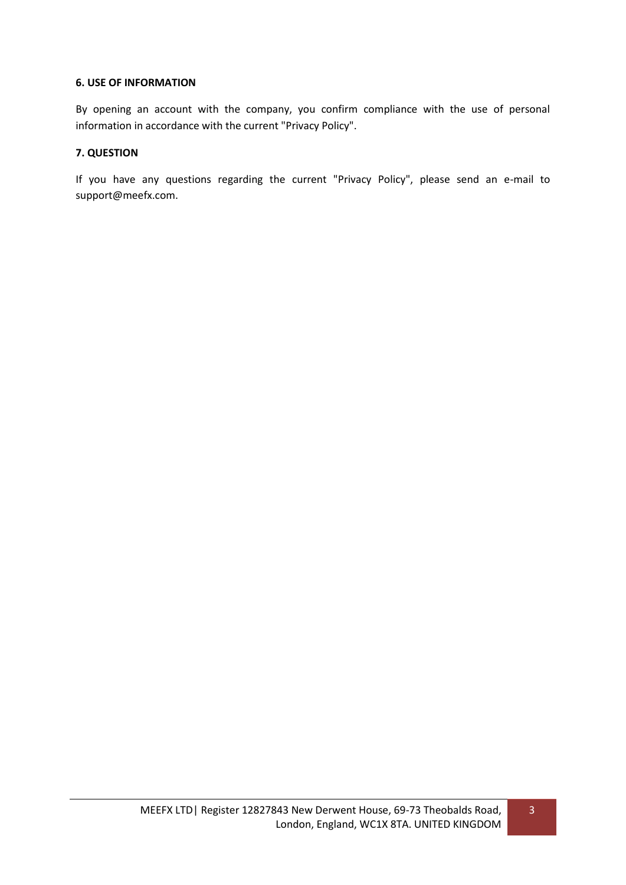**6. USE OF INFORMATION**

By opening an account with the company, you confirm compliance with the use of personal information in accordance with the current "Privacy Policy".

**7. QUESTION**

If you have any questions regarding the current "Privacy Policy", please send an e-mail to support@meefx.com.